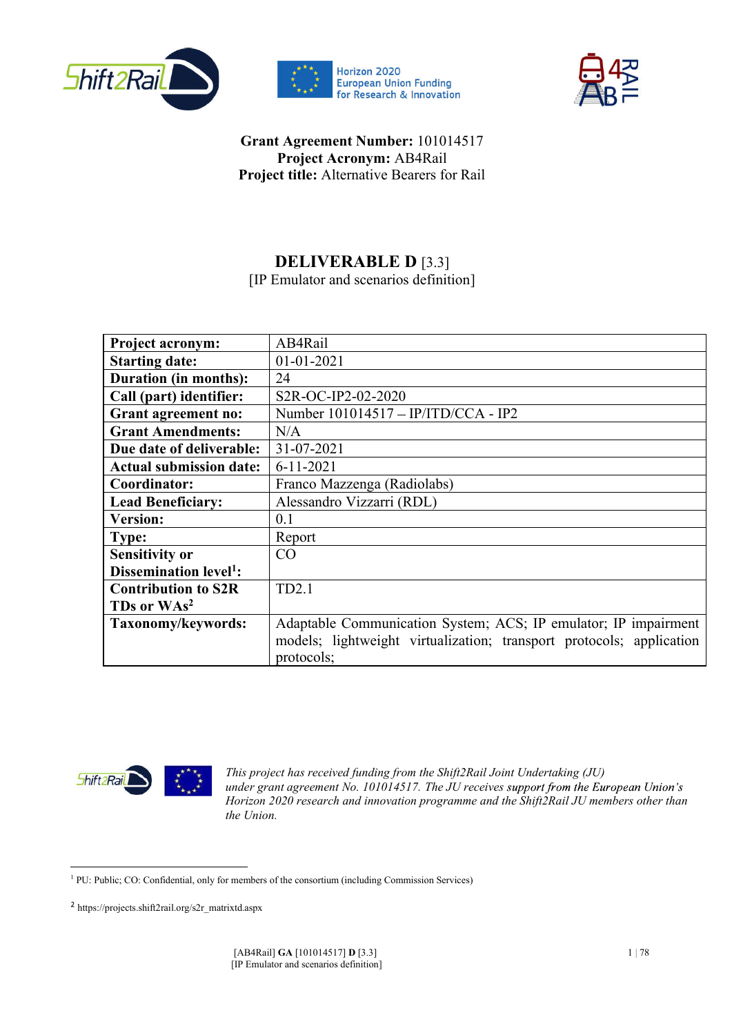**Grant Agreement Number:** 101014517
**Project Acronym:** AB4Rail
**Project title:** Alternative Bearers for Rail

# DELIVERABLE D [3.3]

[IP Emulator and scenarios definition]

| **Project acronym:** | AB4Rail |
|---|---|
| **Starting date:** | 01-01-2021 |
| **Duration (in months):** | 24 |
| **Call (part) identifier:** | S2R-OC-IP2-02-2020 |
| **Grant agreement no:** | Number 101014517 – IP/ITD/CCA - IP2 |
| **Grant Amendments:** | N/A |
| **Due date of deliverable:** | 31-07-2021 |
| **Actual submission date:** | 6-11-2021 |
| **Coordinator:** | Franco Mazzenga (Radiolabs) |
| **Lead Beneficiary:** | Alessandro Vizzarri (RDL) |
| **Version:** | 0.1 |
| **Type:** | Report |
| **Sensitivity or Dissemination level[1]:** | CO |
| **Contribution to S2R TDs or WAs[2]:** | TD2.1 |
| **Taxonomy/keywords:** | Adaptable Communication System; ACS; IP emulator; IP impairment models; lightweight virtualization; transport protocols; application protocols; |

*This project has received funding from the Shift2Rail Joint Undertaking (JU) under grant agreement No. 101014517. The JU receives support from the European Union's Horizon 2020 research and innovation programme and the Shift2Rail JU members other than the Union.*

[1] PU: Public; CO: Confidential, only for members of the consortium (including Commission Services)

[2] https://projects.shift2rail.org/s2r_matrixtd.aspx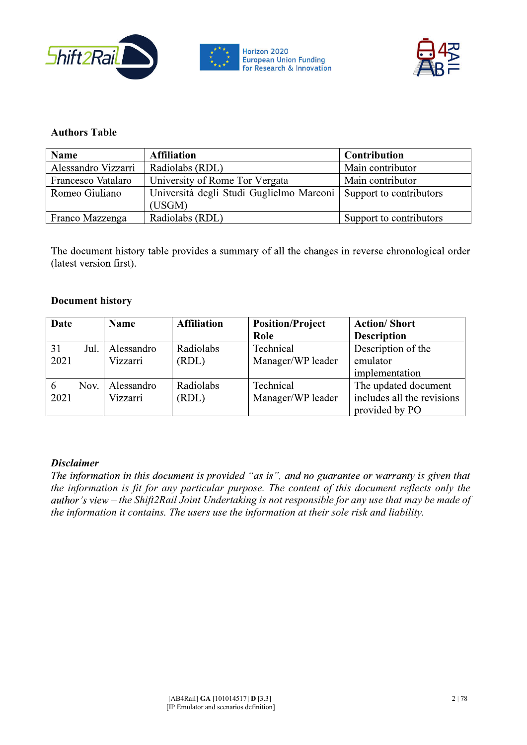**Authors Table**

| Name | Affiliation | Contribution |
| --- | --- | --- |
| Alessandro Vizzarri | Radiolabs (RDL) | Main contributor |
| Francesco Vatalaro | University of Rome Tor Vergata | Main contributor |
| Romeo Giuliano | Università degli Studi Guglielmo Marconi (USGM) | Support to contributors |
| Franco Mazzenga | Radiolabs (RDL) | Support to contributors |

The document history table provides a summary of all the changes in reverse chronological order (latest version first).

**Document history**

| Date | Name | Affiliation | Position/Project Role | Action/ Short Description |
| --- | --- | --- | --- | --- |
| 31 Jul. 2021 | Alessandro Vizzarri | Radiolabs (RDL) | Technical Manager/WP leader | Description of the emulator implementation |
| 6 Nov. 2021 | Alessandro Vizzarri | Radiolabs (RDL) | Technical Manager/WP leader | The updated document includes all the revisions provided by PO |

***Disclaimer***

*The information in this document is provided "as is", and no guarantee or warranty is given that the information is fit for any particular purpose. The content of this document reflects only the author's view – the Shift2Rail Joint Undertaking is not responsible for any use that may be made of the information it contains. The users use the information at their sole risk and liability.*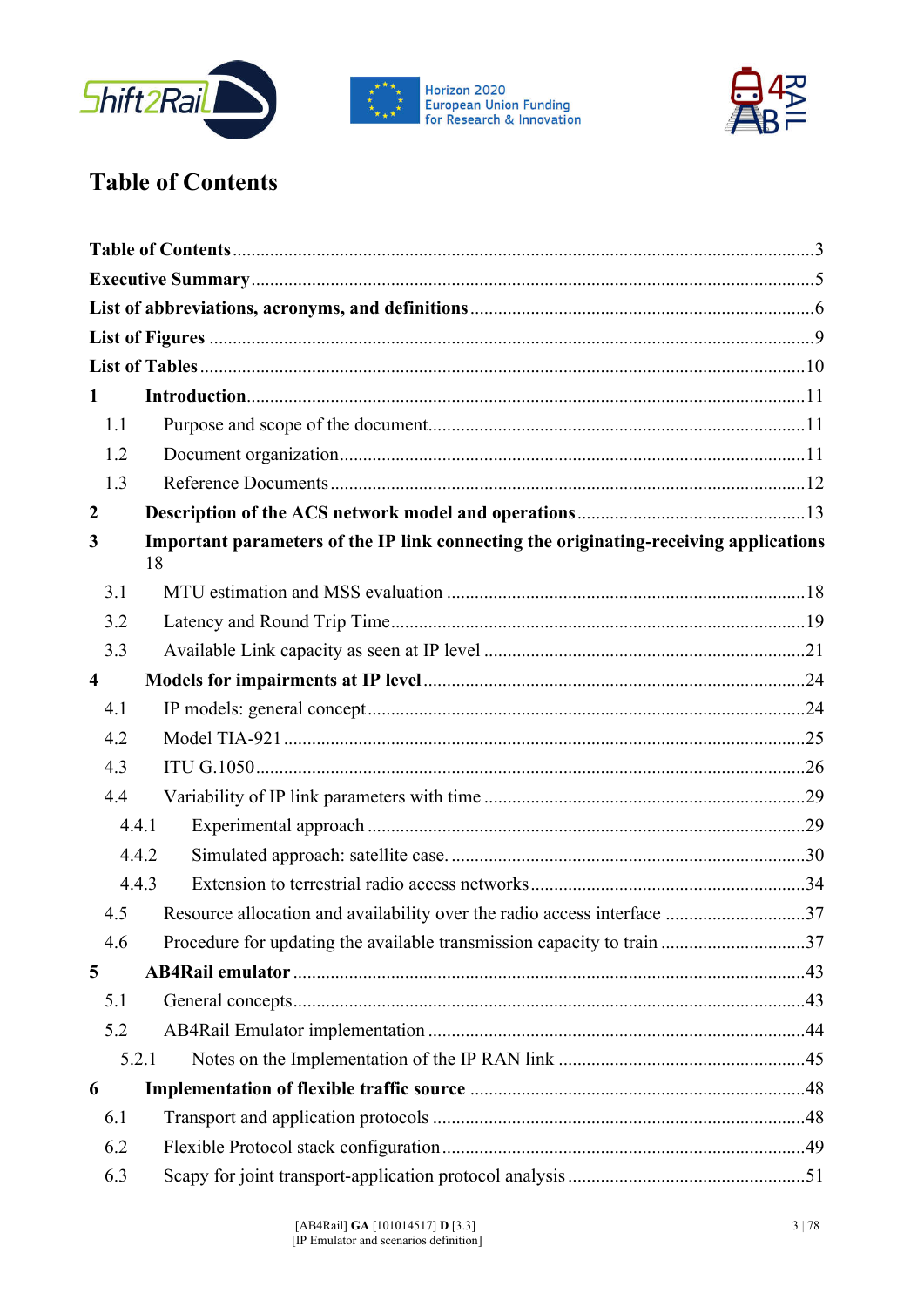# Table of Contents

**Table of Contents** ... 3
**Executive Summary** ... 5
**List of abbreviations, acronyms, and definitions** ... 6
**List of Figures** ... 9
**List of Tables** ... 10

**1 Introduction** ... 11
- 1.1 Purpose and scope of the document ... 11
- 1.2 Document organization ... 11
- 1.3 Reference Documents ... 12

**2 Description of the ACS network model and operations** ... 13

**3 Important parameters of the IP link connecting the originating-receiving applications** 18
- 3.1 MTU estimation and MSS evaluation ... 18
- 3.2 Latency and Round Trip Time ... 19
- 3.3 Available Link capacity as seen at IP level ... 21

**4 Models for impairments at IP level** ... 24
- 4.1 IP models: general concept ... 24
- 4.2 Model TIA-921 ... 25
- 4.3 ITU G.1050 ... 26
- 4.4 Variability of IP link parameters with time ... 29
  - 4.4.1 Experimental approach ... 29
  - 4.4.2 Simulated approach: satellite case. ... 30
  - 4.4.3 Extension to terrestrial radio access networks ... 34
- 4.5 Resource allocation and availability over the radio access interface ... 37
- 4.6 Procedure for updating the available transmission capacity to train ... 37

**5 AB4Rail emulator** ... 43
- 5.1 General concepts ... 43
- 5.2 AB4Rail Emulator implementation ... 44
  - 5.2.1 Notes on the Implementation of the IP RAN link ... 45

**6 Implementation of flexible traffic source** ... 48
- 6.1 Transport and application protocols ... 48
- 6.2 Flexible Protocol stack configuration ... 49
- 6.3 Scapy for joint transport-application protocol analysis ... 51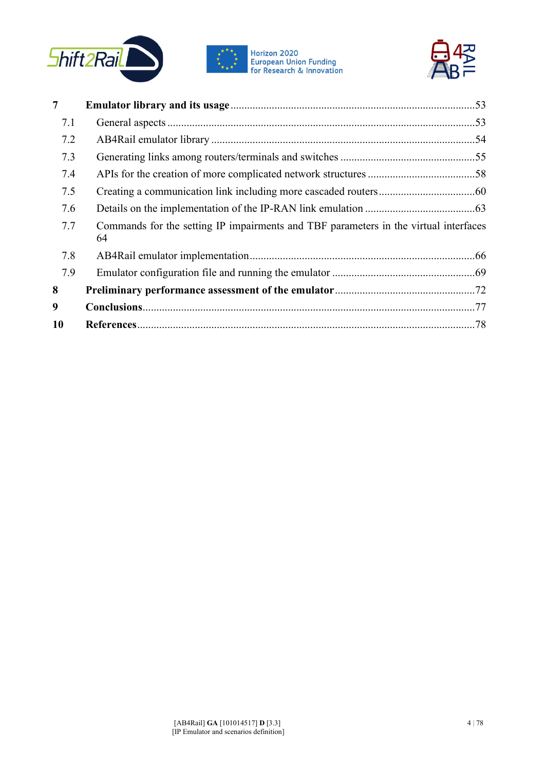**7 Emulator library and its usage** .......................................................................................53

7.1 General aspects ..........................................................................................................53

7.2 AB4Rail emulator library ............................................................................................54

7.3 Generating links among routers/terminals and switches .................................................55

7.4 APIs for the creation of more complicated network structures .......................................58

7.5 Creating a communication link including more cascaded routers ...................................60

7.6 Details on the implementation of the IP-RAN link emulation ........................................63

7.7 Commands for the setting IP impairments and TBF parameters in the virtual interfaces 64

7.8 AB4Rail emulator implementation ...............................................................................66

7.9 Emulator configuration file and running the emulator ...................................................69

**8 Preliminary performance assessment of the emulator** .................................................72

**9 Conclusions** ..................................................................................................................77

**10 References** ..................................................................................................................78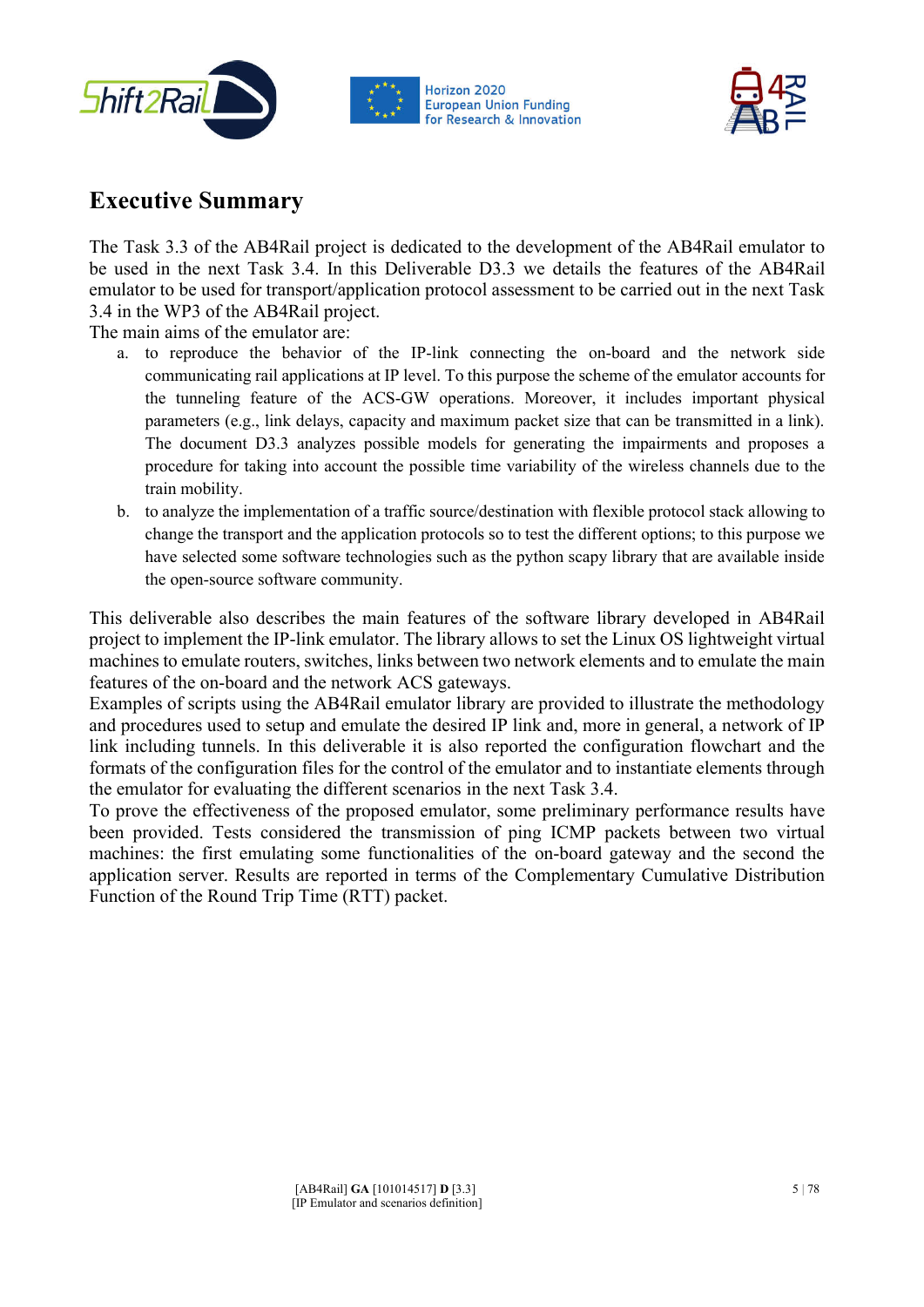# Executive Summary

The Task 3.3 of the AB4Rail project is dedicated to the development of the AB4Rail emulator to be used in the next Task 3.4. In this Deliverable D3.3 we details the features of the AB4Rail emulator to be used for transport/application protocol assessment to be carried out in the next Task 3.4 in the WP3 of the AB4Rail project.

The main aims of the emulator are:

a. to reproduce the behavior of the IP-link connecting the on-board and the network side communicating rail applications at IP level. To this purpose the scheme of the emulator accounts for the tunneling feature of the ACS-GW operations. Moreover, it includes important physical parameters (e.g., link delays, capacity and maximum packet size that can be transmitted in a link). The document D3.3 analyzes possible models for generating the impairments and proposes a procedure for taking into account the possible time variability of the wireless channels due to the train mobility.
b. to analyze the implementation of a traffic source/destination with flexible protocol stack allowing to change the transport and the application protocols so to test the different options; to this purpose we have selected some software technologies such as the python scapy library that are available inside the open-source software community.

This deliverable also describes the main features of the software library developed in AB4Rail project to implement the IP-link emulator. The library allows to set the Linux OS lightweight virtual machines to emulate routers, switches, links between two network elements and to emulate the main features of the on-board and the network ACS gateways.

Examples of scripts using the AB4Rail emulator library are provided to illustrate the methodology and procedures used to setup and emulate the desired IP link and, more in general, a network of IP link including tunnels. In this deliverable it is also reported the configuration flowchart and the formats of the configuration files for the control of the emulator and to instantiate elements through the emulator for evaluating the different scenarios in the next Task 3.4.

To prove the effectiveness of the proposed emulator, some preliminary performance results have been provided. Tests considered the transmission of ping ICMP packets between two virtual machines: the first emulating some functionalities of the on-board gateway and the second the application server. Results are reported in terms of the Complementary Cumulative Distribution Function of the Round Trip Time (RTT) packet.